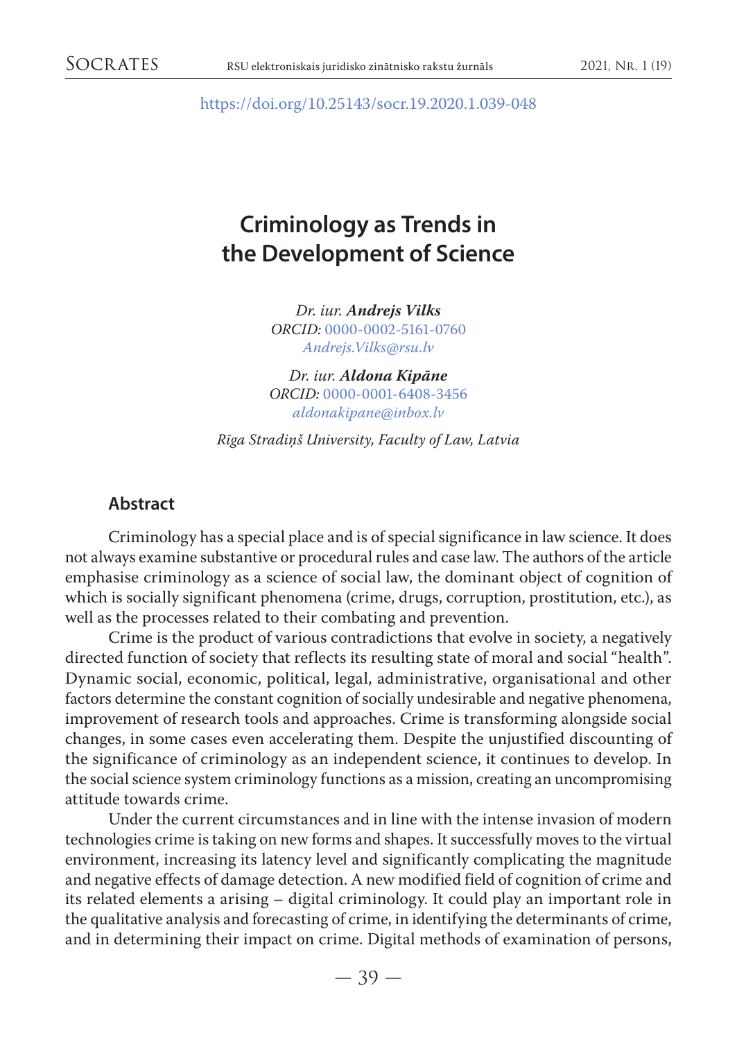https://doi.org/10.25143/socr.19.2020.1.039-048

# Criminology as Trends in the Development of Science

*Dr. iur.* ***Andrejs Vilks***
*ORCID:* 0000-0002-5161-0760
*Andrejs.Vilks@rsu.lv*

*Dr. iur.* ***Aldona Kipāne***
*ORCID:* 0000-0001-6408-3456
*aldonakipane@inbox.lv*

*Rīga Stradiņš University, Faculty of Law, Latvia*

## Abstract

Criminology has a special place and is of special significance in law science. It does not always examine substantive or procedural rules and case law. The authors of the article emphasise criminology as a science of social law, the dominant object of cognition of which is socially significant phenomena (crime, drugs, corruption, prostitution, etc.), as well as the processes related to their combating and prevention.

Crime is the product of various contradictions that evolve in society, a negatively directed function of society that reflects its resulting state of moral and social "health". Dynamic social, economic, political, legal, administrative, organisational and other factors determine the constant cognition of socially undesirable and negative phenomena, improvement of research tools and approaches. Crime is transforming alongside social changes, in some cases even accelerating them. Despite the unjustified discounting of the significance of criminology as an independent science, it continues to develop. In the social science system criminology functions as a mission, creating an uncompromising attitude towards crime.

Under the current circumstances and in line with the intense invasion of modern technologies crime is taking on new forms and shapes. It successfully moves to the virtual environment, increasing its latency level and significantly complicating the magnitude and negative effects of damage detection. A new modified field of cognition of crime and its related elements a arising – digital criminology. It could play an important role in the qualitative analysis and forecasting of crime, in identifying the determinants of crime, and in determining their impact on crime. Digital methods of examination of persons,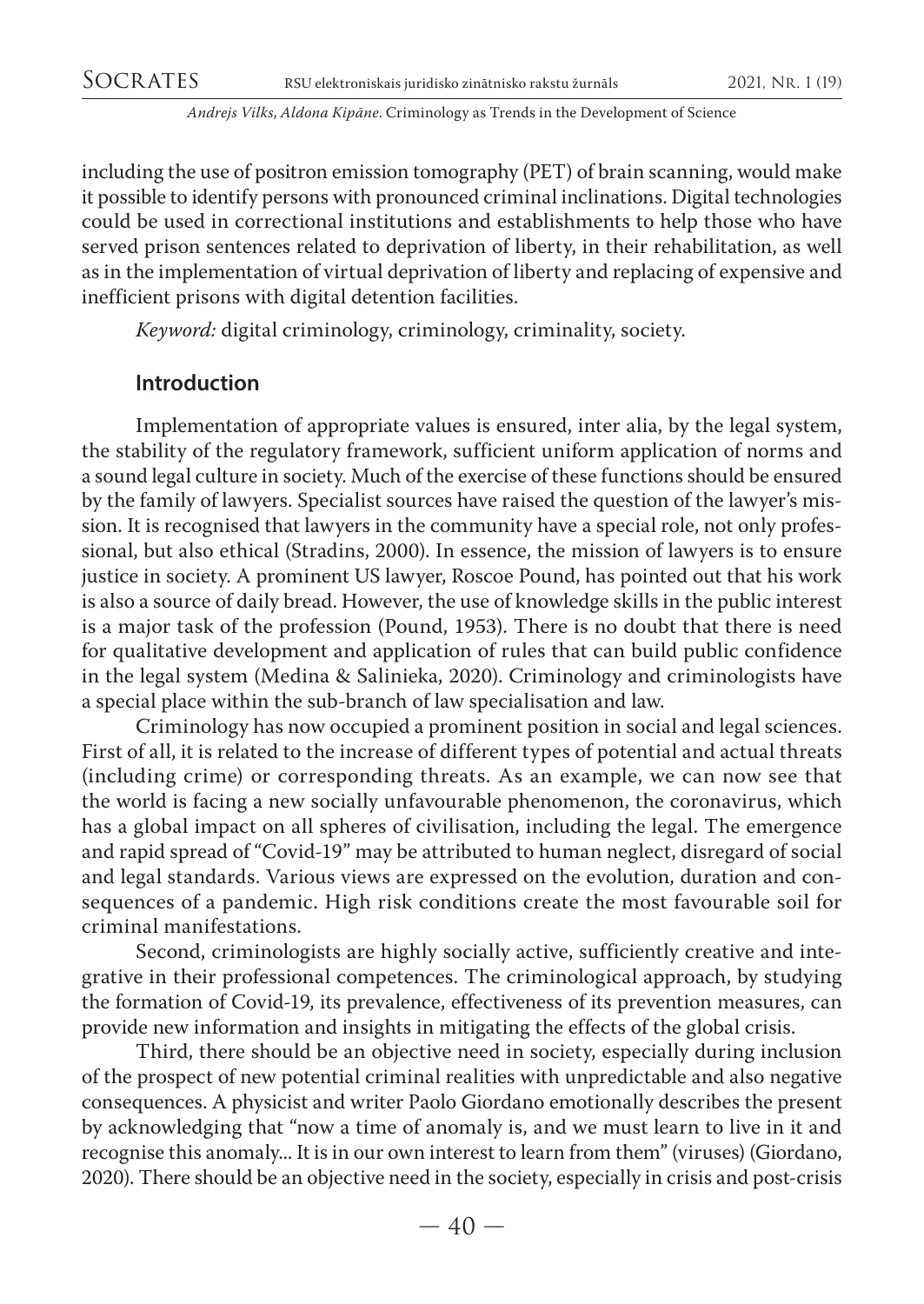including the use of positron emission tomography (PET) of brain scanning, would make it possible to identify persons with pronounced criminal inclinations. Digital technologies could be used in correctional institutions and establishments to help those who have served prison sentences related to deprivation of liberty, in their rehabilitation, as well as in the implementation of virtual deprivation of liberty and replacing of expensive and inefficient prisons with digital detention facilities.

*Keyword:* digital criminology, criminology, criminality, society.

## Introduction

Implementation of appropriate values is ensured, inter alia, by the legal system, the stability of the regulatory framework, sufficient uniform application of norms and a sound legal culture in society. Much of the exercise of these functions should be ensured by the family of lawyers. Specialist sources have raised the question of the lawyer's mission. It is recognised that lawyers in the community have a special role, not only professional, but also ethical (Stradins, 2000). In essence, the mission of lawyers is to ensure justice in society. A prominent US lawyer, Roscoe Pound, has pointed out that his work is also a source of daily bread. However, the use of knowledge skills in the public interest is a major task of the profession (Pound, 1953). There is no doubt that there is need for qualitative development and application of rules that can build public confidence in the legal system (Medina & Salinieka, 2020). Criminology and criminologists have a special place within the sub-branch of law specialisation and law.

Criminology has now occupied a prominent position in social and legal sciences. First of all, it is related to the increase of different types of potential and actual threats (including crime) or corresponding threats. As an example, we can now see that the world is facing a new socially unfavourable phenomenon, the coronavirus, which has a global impact on all spheres of civilisation, including the legal. The emergence and rapid spread of "Covid-19" may be attributed to human neglect, disregard of social and legal standards. Various views are expressed on the evolution, duration and consequences of a pandemic. High risk conditions create the most favourable soil for criminal manifestations.

Second, criminologists are highly socially active, sufficiently creative and integrative in their professional competences. The criminological approach, by studying the formation of Covid-19, its prevalence, effectiveness of its prevention measures, can provide new information and insights in mitigating the effects of the global crisis.

Third, there should be an objective need in society, especially during inclusion of the prospect of new potential criminal realities with unpredictable and also negative consequences. A physicist and writer Paolo Giordano emotionally describes the present by acknowledging that "now a time of anomaly is, and we must learn to live in it and recognise this anomaly... It is in our own interest to learn from them" (viruses) (Giordano, 2020). There should be an objective need in the society, especially in crisis and post-crisis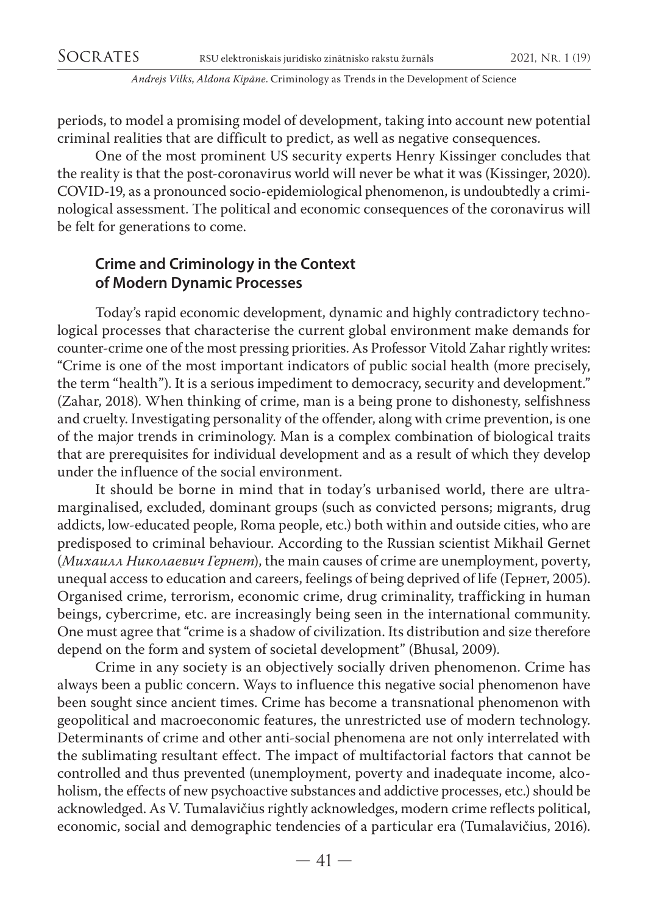periods, to model a promising model of development, taking into account new potential criminal realities that are difficult to predict, as well as negative consequences.

One of the most prominent US security experts Henry Kissinger concludes that the reality is that the post-coronavirus world will never be what it was (Kissinger, 2020). COVID-19, as a pronounced socio-epidemiological phenomenon, is undoubtedly a criminological assessment. The political and economic consequences of the coronavirus will be felt for generations to come.

## Crime and Criminology in the Context of Modern Dynamic Processes

Today's rapid economic development, dynamic and highly contradictory technological processes that characterise the current global environment make demands for counter-crime one of the most pressing priorities. As Professor Vitold Zahar rightly writes: "Crime is one of the most important indicators of public social health (more precisely, the term "health"). It is a serious impediment to democracy, security and development." (Zahar, 2018). When thinking of crime, man is a being prone to dishonesty, selfishness and cruelty. Investigating personality of the offender, along with crime prevention, is one of the major trends in criminology. Man is a complex combination of biological traits that are prerequisites for individual development and as a result of which they develop under the influence of the social environment.

It should be borne in mind that in today's urbanised world, there are ultra-marginalised, excluded, dominant groups (such as convicted persons; migrants, drug addicts, low-educated people, Roma people, etc.) both within and outside cities, who are predisposed to criminal behaviour. According to the Russian scientist Mikhail Gernet (*Михаилл Николаевич Гернет*), the main causes of crime are unemployment, poverty, unequal access to education and careers, feelings of being deprived of life (Гернет, 2005). Organised crime, terrorism, economic crime, drug criminality, trafficking in human beings, cybercrime, etc. are increasingly being seen in the international community. One must agree that "crime is a shadow of civilization. Its distribution and size therefore depend on the form and system of societal development" (Bhusal, 2009).

Crime in any society is an objectively socially driven phenomenon. Crime has always been a public concern. Ways to influence this negative social phenomenon have been sought since ancient times. Crime has become a transnational phenomenon with geopolitical and macroeconomic features, the unrestricted use of modern technology. Determinants of crime and other anti-social phenomena are not only interrelated with the sublimating resultant effect. The impact of multifactorial factors that cannot be controlled and thus prevented (unemployment, poverty and inadequate income, alcoholism, the effects of new psychoactive substances and addictive processes, etc.) should be acknowledged. As V. Tumalavičius rightly acknowledges, modern crime reflects political, economic, social and demographic tendencies of a particular era (Tumalavičius, 2016).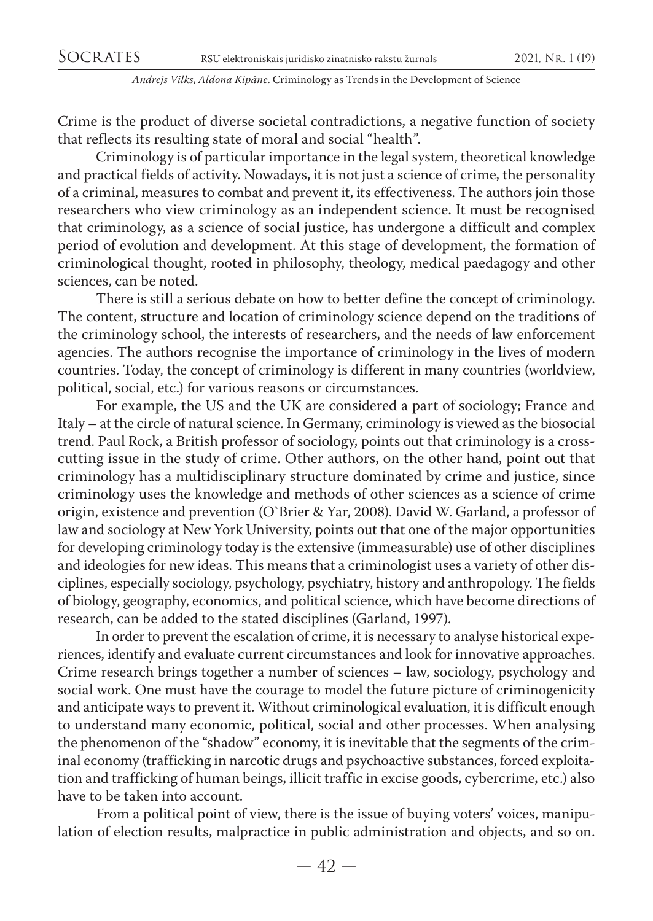Crime is the product of diverse societal contradictions, a negative function of society that reflects its resulting state of moral and social "health".

Criminology is of particular importance in the legal system, theoretical knowledge and practical fields of activity. Nowadays, it is not just a science of crime, the personality of a criminal, measures to combat and prevent it, its effectiveness. The authors join those researchers who view criminology as an independent science. It must be recognised that criminology, as a science of social justice, has undergone a difficult and complex period of evolution and development. At this stage of development, the formation of criminological thought, rooted in philosophy, theology, medical paedagogy and other sciences, can be noted.

There is still a serious debate on how to better define the concept of criminology. The content, structure and location of criminology science depend on the traditions of the criminology school, the interests of researchers, and the needs of law enforcement agencies. The authors recognise the importance of criminology in the lives of modern countries. Today, the concept of criminology is different in many countries (worldview, political, social, etc.) for various reasons or circumstances.

For example, the US and the UK are considered a part of sociology; France and Italy – at the circle of natural science. In Germany, criminology is viewed as the biosocial trend. Paul Rock, a British professor of sociology, points out that criminology is a cross-cutting issue in the study of crime. Other authors, on the other hand, point out that criminology has a multidisciplinary structure dominated by crime and justice, since criminology uses the knowledge and methods of other sciences as a science of crime origin, existence and prevention (O`Brier & Yar, 2008). David W. Garland, a professor of law and sociology at New York University, points out that one of the major opportunities for developing criminology today is the extensive (immeasurable) use of other disciplines and ideologies for new ideas. This means that a criminologist uses a variety of other disciplines, especially sociology, psychology, psychiatry, history and anthropology. The fields of biology, geography, economics, and political science, which have become directions of research, can be added to the stated disciplines (Garland, 1997).

In order to prevent the escalation of crime, it is necessary to analyse historical experiences, identify and evaluate current circumstances and look for innovative approaches. Crime research brings together a number of sciences – law, sociology, psychology and social work. One must have the courage to model the future picture of criminogenicity and anticipate ways to prevent it. Without criminological evaluation, it is difficult enough to understand many economic, political, social and other processes. When analysing the phenomenon of the "shadow" economy, it is inevitable that the segments of the criminal economy (trafficking in narcotic drugs and psychoactive substances, forced exploitation and trafficking of human beings, illicit traffic in excise goods, cybercrime, etc.) also have to be taken into account.

From a political point of view, there is the issue of buying voters' voices, manipulation of election results, malpractice in public administration and objects, and so on.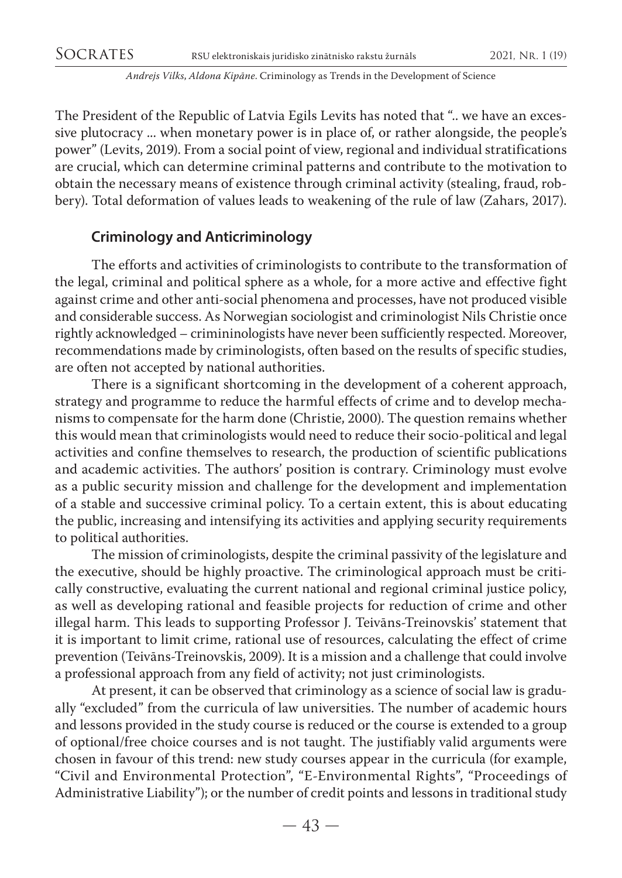The President of the Republic of Latvia Egils Levits has noted that ".. we have an excessive plutocracy ... when monetary power is in place of, or rather alongside, the people's power" (Levits, 2019). From a social point of view, regional and individual stratifications are crucial, which can determine criminal patterns and contribute to the motivation to obtain the necessary means of existence through criminal activity (stealing, fraud, robbery). Total deformation of values leads to weakening of the rule of law (Zahars, 2017).

## Criminology and Anticriminology

The efforts and activities of criminologists to contribute to the transformation of the legal, criminal and political sphere as a whole, for a more active and effective fight against crime and other anti-social phenomena and processes, have not produced visible and considerable success. As Norwegian sociologist and criminologist Nils Christie once rightly acknowledged – crimininologists have never been sufficiently respected. Moreover, recommendations made by criminologists, often based on the results of specific studies, are often not accepted by national authorities.

There is a significant shortcoming in the development of a coherent approach, strategy and programme to reduce the harmful effects of crime and to develop mechanisms to compensate for the harm done (Christie, 2000). The question remains whether this would mean that criminologists would need to reduce their socio-political and legal activities and confine themselves to research, the production of scientific publications and academic activities. The authors' position is contrary. Criminology must evolve as a public security mission and challenge for the development and implementation of a stable and successive criminal policy. To a certain extent, this is about educating the public, increasing and intensifying its activities and applying security requirements to political authorities.

The mission of criminologists, despite the criminal passivity of the legislature and the executive, should be highly proactive. The criminological approach must be critically constructive, evaluating the current national and regional criminal justice policy, as well as developing rational and feasible projects for reduction of crime and other illegal harm. This leads to supporting Professor J. Teivāns-Treinovskis' statement that it is important to limit crime, rational use of resources, calculating the effect of crime prevention (Teivāns-Treinovskis, 2009). It is a mission and a challenge that could involve a professional approach from any field of activity; not just criminologists.

At present, it can be observed that criminology as a science of social law is gradually "excluded" from the curricula of law universities. The number of academic hours and lessons provided in the study course is reduced or the course is extended to a group of optional/free choice courses and is not taught. The justifiably valid arguments were chosen in favour of this trend: new study courses appear in the curricula (for example, "Civil and Environmental Protection", "E-Environmental Rights", "Proceedings of Administrative Liability"); or the number of credit points and lessons in traditional study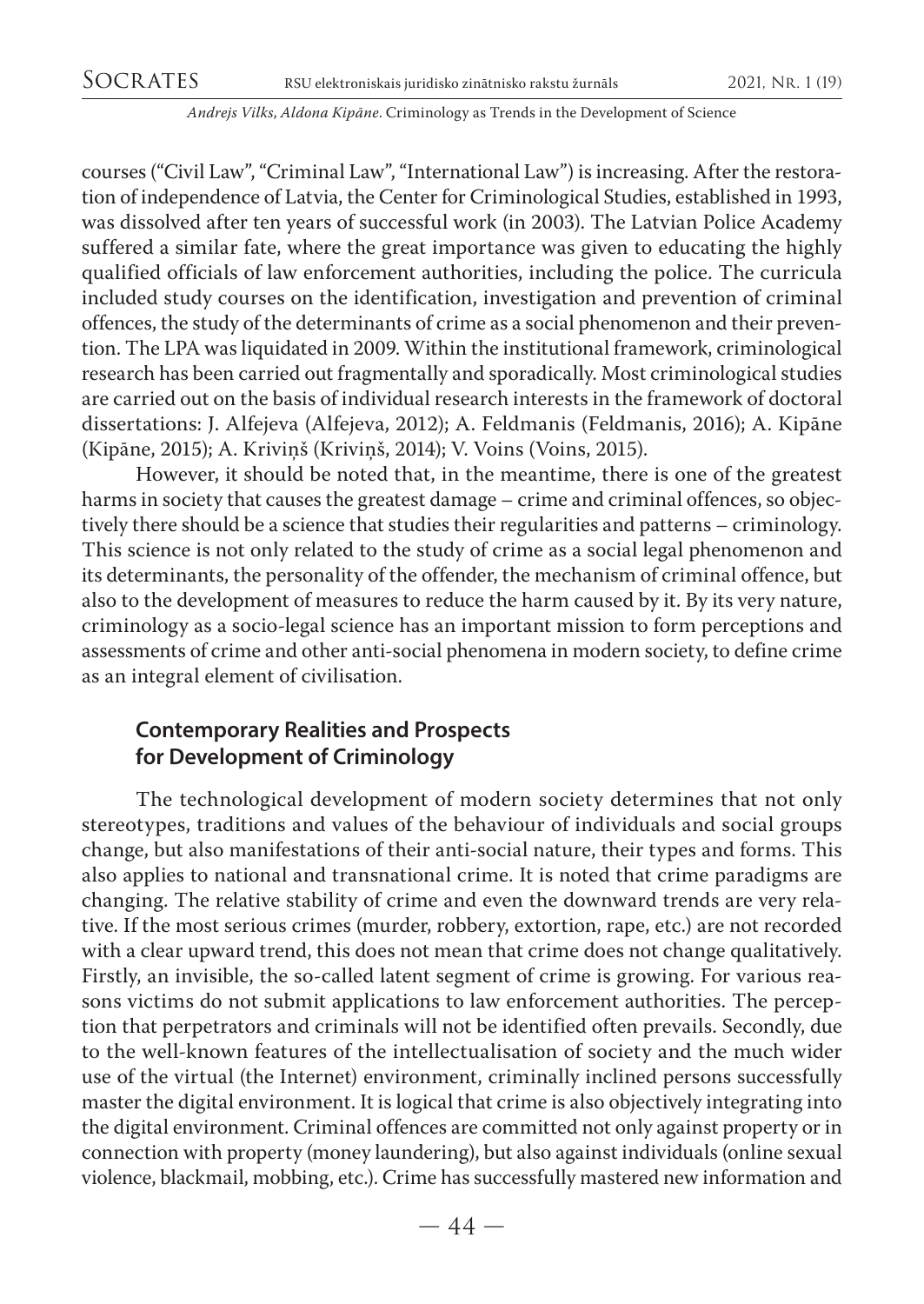courses ("Civil Law", "Criminal Law", "International Law") is increasing. After the restoration of independence of Latvia, the Center for Criminological Studies, established in 1993, was dissolved after ten years of successful work (in 2003). The Latvian Police Academy suffered a similar fate, where the great importance was given to educating the highly qualified officials of law enforcement authorities, including the police. The curricula included study courses on the identification, investigation and prevention of criminal offences, the study of the determinants of crime as a social phenomenon and their prevention. The LPA was liquidated in 2009. Within the institutional framework, criminological research has been carried out fragmentally and sporadically. Most criminological studies are carried out on the basis of individual research interests in the framework of doctoral dissertations: J. Alfejeva (Alfejeva, 2012); A. Feldmanis (Feldmanis, 2016); A. Kipāne (Kipāne, 2015); A. Kriviņš (Kriviņš, 2014); V. Voins (Voins, 2015).

However, it should be noted that, in the meantime, there is one of the greatest harms in society that causes the greatest damage – crime and criminal offences, so objectively there should be a science that studies their regularities and patterns – criminology. This science is not only related to the study of crime as a social legal phenomenon and its determinants, the personality of the offender, the mechanism of criminal offence, but also to the development of measures to reduce the harm caused by it. By its very nature, criminology as a socio-legal science has an important mission to form perceptions and assessments of crime and other anti-social phenomena in modern society, to define crime as an integral element of civilisation.

## Contemporary Realities and Prospects for Development of Criminology

The technological development of modern society determines that not only stereotypes, traditions and values of the behaviour of individuals and social groups change, but also manifestations of their anti-social nature, their types and forms. This also applies to national and transnational crime. It is noted that crime paradigms are changing. The relative stability of crime and even the downward trends are very relative. If the most serious crimes (murder, robbery, extortion, rape, etc.) are not recorded with a clear upward trend, this does not mean that crime does not change qualitatively. Firstly, an invisible, the so-called latent segment of crime is growing. For various reasons victims do not submit applications to law enforcement authorities. The perception that perpetrators and criminals will not be identified often prevails. Secondly, due to the well-known features of the intellectualisation of society and the much wider use of the virtual (the Internet) environment, criminally inclined persons successfully master the digital environment. It is logical that crime is also objectively integrating into the digital environment. Criminal offences are committed not only against property or in connection with property (money laundering), but also against individuals (online sexual violence, blackmail, mobbing, etc.). Crime has successfully mastered new information and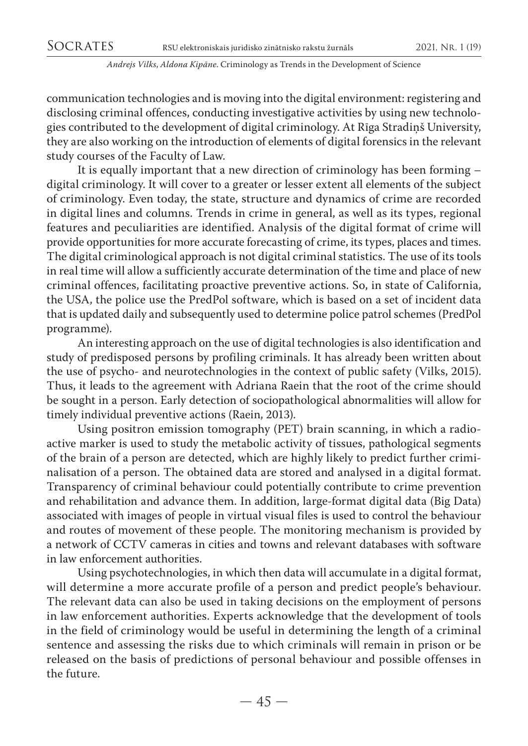communication technologies and is moving into the digital environment: registering and disclosing criminal offences, conducting investigative activities by using new technologies contributed to the development of digital criminology. At Rīga Stradiņš University, they are also working on the introduction of elements of digital forensics in the relevant study courses of the Faculty of Law.

It is equally important that a new direction of criminology has been forming – digital criminology. It will cover to a greater or lesser extent all elements of the subject of criminology. Even today, the state, structure and dynamics of crime are recorded in digital lines and columns. Trends in crime in general, as well as its types, regional features and peculiarities are identified. Analysis of the digital format of crime will provide opportunities for more accurate forecasting of crime, its types, places and times. The digital criminological approach is not digital criminal statistics. The use of its tools in real time will allow a sufficiently accurate determination of the time and place of new criminal offences, facilitating proactive preventive actions. So, in state of California, the USA, the police use the PredPol software, which is based on a set of incident data that is updated daily and subsequently used to determine police patrol schemes (PredPol programme).

An interesting approach on the use of digital technologies is also identification and study of predisposed persons by profiling criminals. It has already been written about the use of psycho- and neurotechnologies in the context of public safety (Vilks, 2015). Thus, it leads to the agreement with Adriana Raein that the root of the crime should be sought in a person. Early detection of sociopathological abnormalities will allow for timely individual preventive actions (Raein, 2013).

Using positron emission tomography (PET) brain scanning, in which a radioactive marker is used to study the metabolic activity of tissues, pathological segments of the brain of a person are detected, which are highly likely to predict further criminalisation of a person. The obtained data are stored and analysed in a digital format. Transparency of criminal behaviour could potentially contribute to crime prevention and rehabilitation and advance them. In addition, large-format digital data (Big Data) associated with images of people in virtual visual files is used to control the behaviour and routes of movement of these people. The monitoring mechanism is provided by a network of CCTV cameras in cities and towns and relevant databases with software in law enforcement authorities.

Using psychotechnologies, in which then data will accumulate in a digital format, will determine a more accurate profile of a person and predict people's behaviour. The relevant data can also be used in taking decisions on the employment of persons in law enforcement authorities. Experts acknowledge that the development of tools in the field of criminology would be useful in determining the length of a criminal sentence and assessing the risks due to which criminals will remain in prison or be released on the basis of predictions of personal behaviour and possible offenses in the future.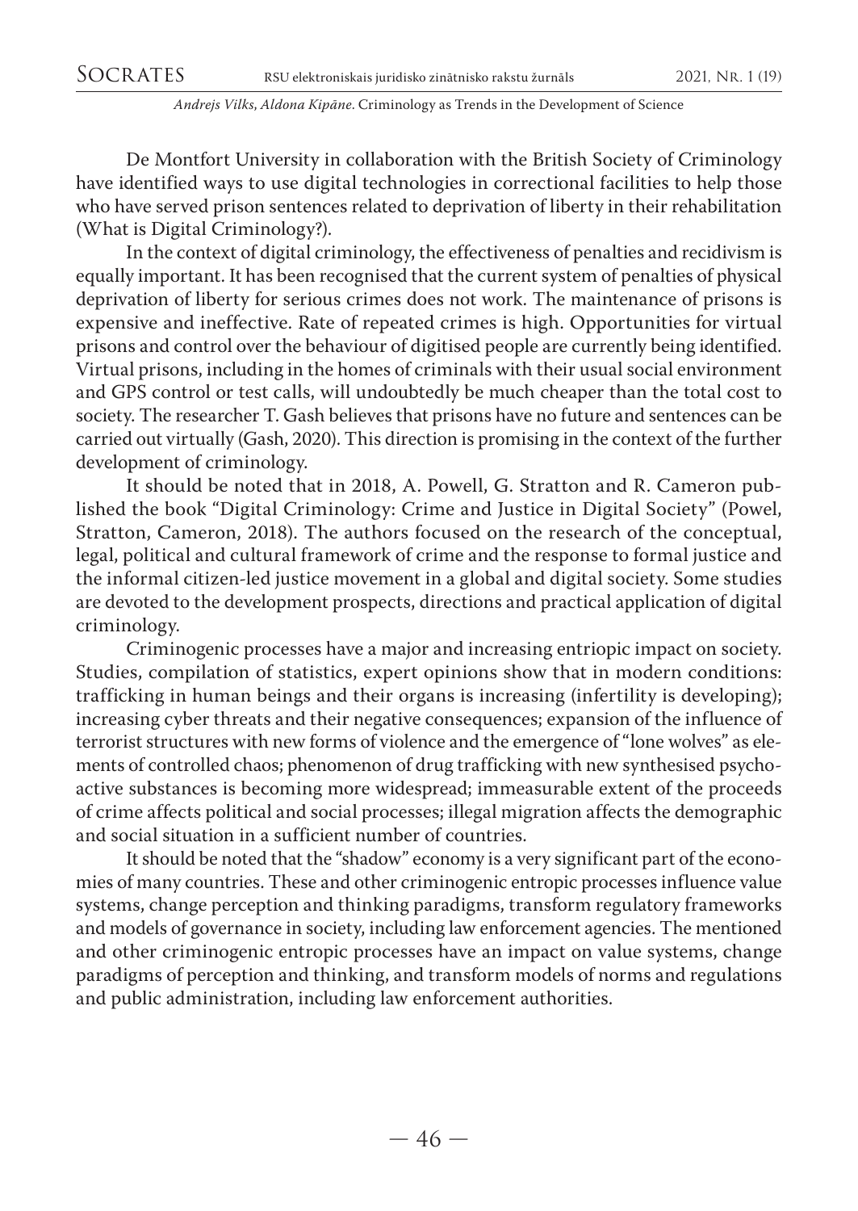De Montfort University in collaboration with the British Society of Criminology have identified ways to use digital technologies in correctional facilities to help those who have served prison sentences related to deprivation of liberty in their rehabilitation (What is Digital Criminology?).

In the context of digital criminology, the effectiveness of penalties and recidivism is equally important. It has been recognised that the current system of penalties of physical deprivation of liberty for serious crimes does not work. The maintenance of prisons is expensive and ineffective. Rate of repeated crimes is high. Opportunities for virtual prisons and control over the behaviour of digitised people are currently being identified. Virtual prisons, including in the homes of criminals with their usual social environment and GPS control or test calls, will undoubtedly be much cheaper than the total cost to society. The researcher T. Gash believes that prisons have no future and sentences can be carried out virtually (Gash, 2020). This direction is promising in the context of the further development of criminology.

It should be noted that in 2018, A. Powell, G. Stratton and R. Cameron published the book "Digital Criminology: Crime and Justice in Digital Society" (Powel, Stratton, Cameron, 2018). The authors focused on the research of the conceptual, legal, political and cultural framework of crime and the response to formal justice and the informal citizen-led justice movement in a global and digital society. Some studies are devoted to the development prospects, directions and practical application of digital criminology.

Criminogenic processes have a major and increasing entriopic impact on society. Studies, compilation of statistics, expert opinions show that in modern conditions: trafficking in human beings and their organs is increasing (infertility is developing); increasing cyber threats and their negative consequences; expansion of the influence of terrorist structures with new forms of violence and the emergence of "lone wolves" as elements of controlled chaos; phenomenon of drug trafficking with new synthesised psychoactive substances is becoming more widespread; immeasurable extent of the proceeds of crime affects political and social processes; illegal migration affects the demographic and social situation in a sufficient number of countries.

It should be noted that the "shadow" economy is a very significant part of the economies of many countries. These and other criminogenic entropic processes influence value systems, change perception and thinking paradigms, transform regulatory frameworks and models of governance in society, including law enforcement agencies. The mentioned and other criminogenic entropic processes have an impact on value systems, change paradigms of perception and thinking, and transform models of norms and regulations and public administration, including law enforcement authorities.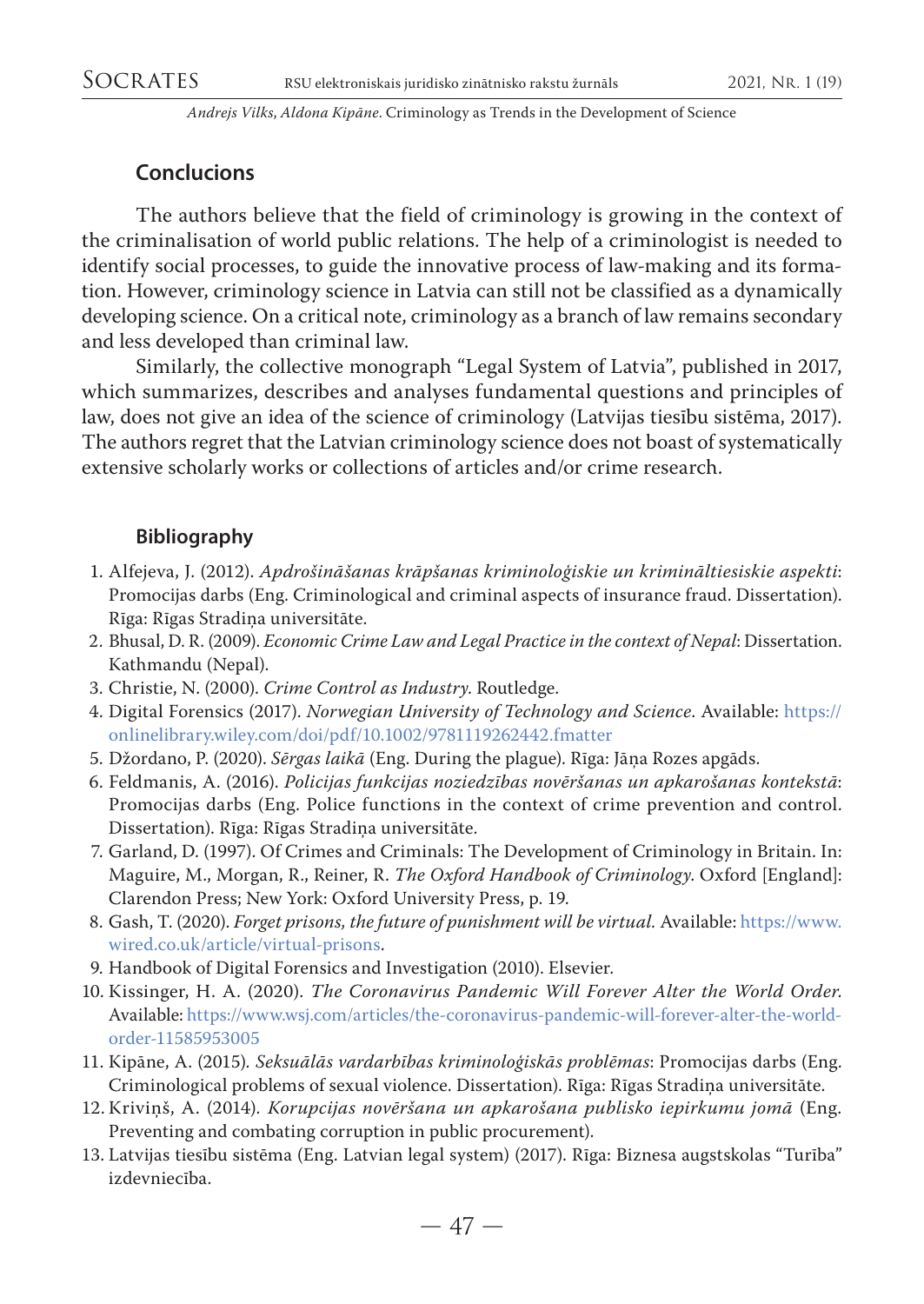## Conclucions

The authors believe that the field of criminology is growing in the context of the criminalisation of world public relations. The help of a criminologist is needed to identify social processes, to guide the innovative process of law-making and its formation. However, criminology science in Latvia can still not be classified as a dynamically developing science. On a critical note, criminology as a branch of law remains secondary and less developed than criminal law.

Similarly, the collective monograph "Legal System of Latvia", published in 2017, which summarizes, describes and analyses fundamental questions and principles of law, does not give an idea of the science of criminology (Latvijas tiesību sistēma, 2017). The authors regret that the Latvian criminology science does not boast of systematically extensive scholarly works or collections of articles and/or crime research.

## Bibliography

1. Alfejeva, J. (2012). *Apdrošināšanas krāpšanas kriminoloģiskie un krimināltiesiskie aspekti*: Promocijas darbs (Eng. Criminological and criminal aspects of insurance fraud. Dissertation). Rīga: Rīgas Stradiņa universitāte.
2. Bhusal, D. R. (2009). *Economic Crime Law and Legal Practice in the context of Nepal*: Dissertation. Kathmandu (Nepal).
3. Christie, N. (2000). *Crime Control as Industry*. Routledge.
4. Digital Forensics (2017). *Norwegian University of Technology and Science*. Available: https://onlinelibrary.wiley.com/doi/pdf/10.1002/9781119262442.fmatter
5. Džordano, P. (2020). *Sērgas laikā* (Eng. During the plague). Rīga: Jāņa Rozes apgāds.
6. Feldmanis, A. (2016). *Policijas funkcijas noziedzības novēršanas un apkarošanas kontekstā*: Promocijas darbs (Eng. Police functions in the context of crime prevention and control. Dissertation). Rīga: Rīgas Stradiņa universitāte.
7. Garland, D. (1997). Of Crimes and Criminals: The Development of Criminology in Britain. In: Maguire, M., Morgan, R., Reiner, R. *The Oxford Handbook of Criminology*. Oxford [England]: Clarendon Press; New York: Oxford University Press, p. 19.
8. Gash, T. (2020). *Forget prisons, the future of punishment will be virtual.* Available: https://www.wired.co.uk/article/virtual-prisons.
9. Handbook of Digital Forensics and Investigation (2010). Elsevier.
10. Kissinger, H. A. (2020). *The Coronavirus Pandemic Will Forever Alter the World Order*. Available: https://www.wsj.com/articles/the-coronavirus-pandemic-will-forever-alter-the-world-order-11585953005
11. Kipāne, A. (2015). *Seksuālās vardarbības kriminoloģiskās problēmas*: Promocijas darbs (Eng. Criminological problems of sexual violence. Dissertation). Rīga: Rīgas Stradiņa universitāte.
12. Kriviņš, A. (2014). *Korupcijas novēršana un apkarošana publisko iepirkumu jomā* (Eng. Preventing and combating corruption in public procurement).
13. Latvijas tiesību sistēma (Eng. Latvian legal system) (2017). Rīga: Biznesa augstskolas "Turība" izdevniecība.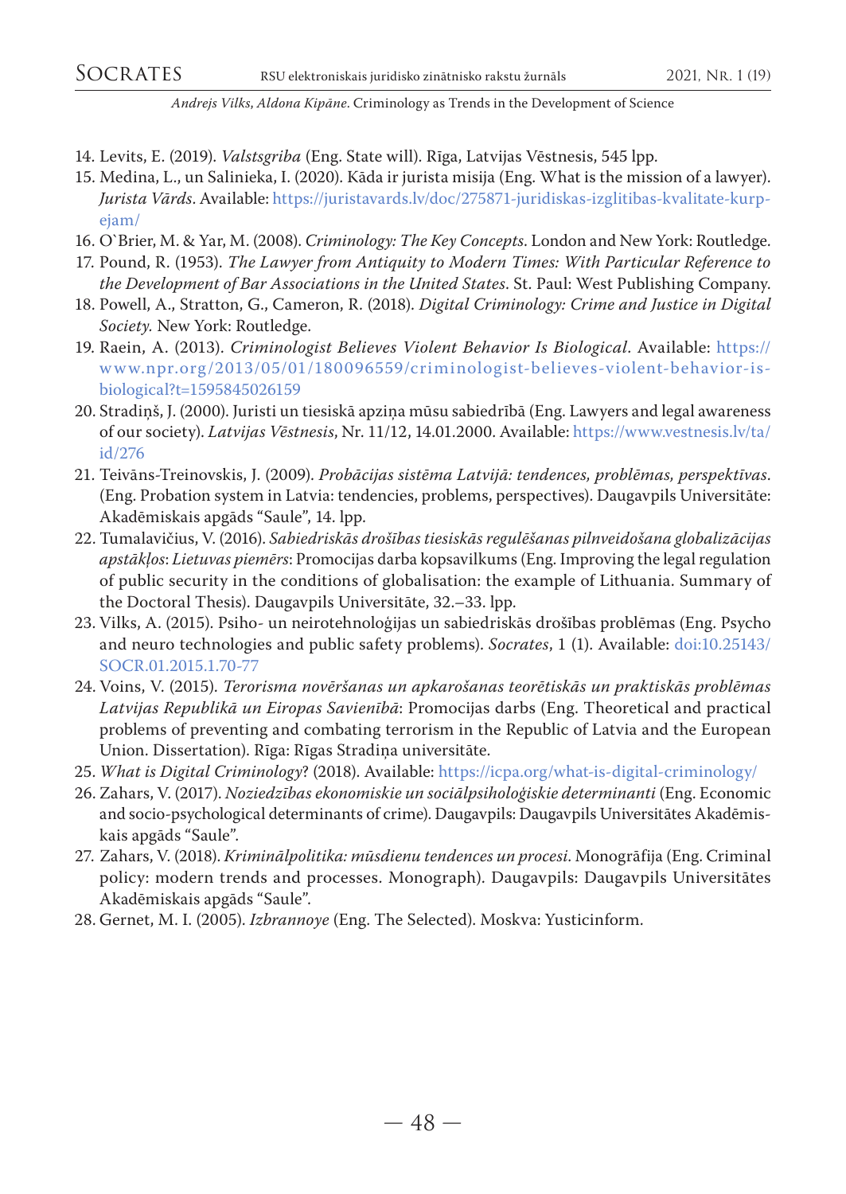14. Levits, E. (2019). *Valstsgriba* (Eng. State will). Rīga, Latvijas Vēstnesis, 545 lpp.
15. Medina, L., un Salinieka, I. (2020). Kāda ir jurista misija (Eng. What is the mission of a lawyer). *Jurista Vārds*. Available: https://juristavards.lv/doc/275871-juridiskas-izglitibas-kvalitate-kurp-ejam/
16. O`Brier, M. & Yar, M. (2008). *Criminology: The Key Concepts*. London and New York: Routledge.
17. Pound, R. (1953). *The Lawyer from Antiquity to Modern Times: With Particular Reference to the Development of Bar Associations in the United States*. St. Paul: West Publishing Company.
18. Powell, A., Stratton, G., Cameron, R. (2018). *Digital Criminology: Crime and Justice in Digital Society.* New York: Routledge.
19. Raein, A. (2013). *Criminologist Believes Violent Behavior Is Biological*. Available: https://www.npr.org/2013/05/01/180096559/criminologist-believes-violent-behavior-is-biological?t=1595845026159
20. Stradiņš, J. (2000). Juristi un tiesiskā apziņa mūsu sabiedrībā (Eng. Lawyers and legal awareness of our society). *Latvijas Vēstnesis*, Nr. 11/12, 14.01.2000. Available: https://www.vestnesis.lv/ta/id/276
21. Teivāns-Treinovskis, J. (2009). *Probācijas sistēma Latvijā: tendences, problēmas, perspektīvas*. (Eng. Probation system in Latvia: tendencies, problems, perspectives). Daugavpils Universitāte: Akadēmiskais apgāds "Saule", 14. lpp.
22. Tumalavičius, V. (2016). *Sabiedriskās drošības tiesiskās regulēšanas pilnveidošana globalizācijas apstākļos*: *Lietuvas piemērs*: Promocijas darba kopsavilkums (Eng. Improving the legal regulation of public security in the conditions of globalisation: the example of Lithuania. Summary of the Doctoral Thesis). Daugavpils Universitāte, 32.–33. lpp.
23. Vilks, A. (2015). Psiho- un neirotehnoloģijas un sabiedriskās drošības problēmas (Eng. Psycho and neuro technologies and public safety problems). *Socrates*, 1 (1). Available: doi:10.25143/SOCR.01.2015.1.70-77
24. Voins, V. (2015). *Terorisma novēršanas un apkarošanas teorētiskās un praktiskās problēmas Latvijas Republikā un Eiropas Savienībā*: Promocijas darbs (Eng. Theoretical and practical problems of preventing and combating terrorism in the Republic of Latvia and the European Union. Dissertation). Rīga: Rīgas Stradiņa universitāte.
25. *What is Digital Criminology*? (2018). Available: https://icpa.org/what-is-digital-criminology/
26. Zahars, V. (2017). *Noziedzības ekonomiskie un sociālpsiholoģiskie determinanti* (Eng. Economic and socio-psychological determinants of crime). Daugavpils: Daugavpils Universitātes Akadēmiskais apgāds "Saule".
27. Zahars, V. (2018). *Kriminālpolitika: mūsdienu tendences un procesi*. Monogrāfija (Eng. Criminal policy: modern trends and processes. Monograph). Daugavpils: Daugavpils Universitātes Akadēmiskais apgāds "Saule".
28. Gernet, M. I. (2005). *Izbrannoye* (Eng. The Selected). Moskva: Yusticinform.